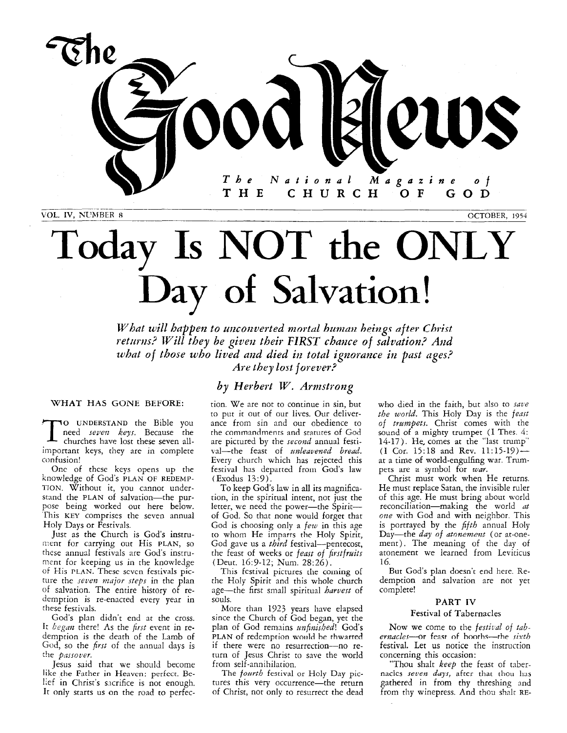# The Good News

*The National Magazine of* **THE CHURCH OF GOD**

VOL. IV, NUMBER 8 — OCTOBER, 1954

# Today Is NOT the ONLY Day of Salvation!

*What will happen to unconverted mortal human beings after Christ returns? Will they be given their FIRST chance of salvation? And what of those who lived and died in total ignorance in past ages? Are they lost forever?*

*by Herbert W. Armstrong*

WHAT HAS GONE BEFORE:

TO UNDERSTAND the Bible you need *seven keys*. Because the churches have lost these seven all-important keys, they are in complete confusion!

One of these keys opens up the knowledge of God's PLAN OF REDEMPTION. Without it, you cannot understand the PLAN of salvation—the purpose being worked out here below. This KEY comprises the seven annual Holy Days or Festivals.

Just as the Church is God's instrument for carrying out His PLAN, so these annual festivals are God's instrument for keeping us in the knowledge of His PLAN. These seven festivals picture the *seven major steps* in the plan of salvation. The entire history of redemption is re-enacted every year in these festivals.

God's plan didn't end at the cross. It *began* there! As the *first* event in redemption is the death of the Lamb of God, so the *first* of the annual days is the *passover*.

Jesus said that we should become like the Father in Heaven: perfect. Belief in Christ's sacrifice is not enough. It only starts us on the road to perfection. We are not to continue in sin, but to put it out of our lives. Our deliverance from sin and our obedience to the commandments and statutes of God are pictured by the *second* annual festival—the feast of *unleavened bread*. Every church which has rejected this festival has departed from God's law (Exodus 13:9).

To keep God's law in all its magnification, in the spiritual intent, not just the letter, we need the power—the Spirit—of God. So that none would forget that God is choosing only a *few* in this age to whom He imparts the Holy Spirit, God gave us a *third* festival—pentecost, the feast of weeks or *feast of firstfruits* (Deut. 16:9-12; Num. 28:26).

This festival pictures the coming of the Holy Spirit and this whole church age—the first small spiritual *harvest* of souls.

More than 1923 years have elapsed since the Church of God began, yet the plan of God remains *unfinished*! God's PLAN of redemption would be thwarted if there were no resurrection—no return of Jesus Christ to save the world from self-annihilation.

The *fourth* festival or Holy Day pictures this very occurrence—the return of Christ, not only to resurrect the dead who died in the faith, but also to *save the world*. This Holy Day is the *feast of trumpets*. Christ comes with the sound of a mighty trumpet (I Thes. 4: 14-17). He comes at the "last trump" (I Cor. 15:18 and Rev. 11:15-19)—at a time of world-engulfing war. Trumpets are a symbol for *war*.

Christ must work when He returns. He must replace Satan, the invisible ruler of this age. He must bring about world reconciliation—making the world *at one* with God and with neighbor. This is portrayed by the *fifth* annual Holy Day—the *day of atonement* (or at-one-ment). The meaning of the day of atonement we learned from Leviticus 16.

But God's plan doesn't end here. Redemption and salvation are not yet complete!

## PART IV

### Festival of Tabernacles

Now we come to the *festival of tabernacles*—or feast of booths—the *sixth* festival. Let us notice the instruction concerning this occasion:

"Thou shalt *keep* the feast of tabernacles *seven days*, after that thou has gathered in from thy threshing and from thy winepress. And thou shalt RE-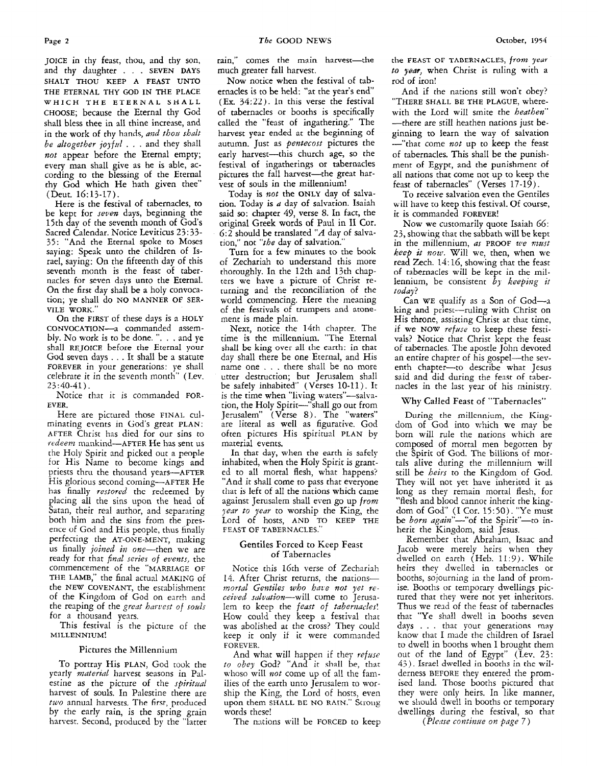JOICE in thy feast, thou, and thy son, and thy daughter . . . SEVEN DAYS SHALT THOU KEEP A FEAST UNTO THE ETERNAL THY GOD IN THE PLACE WHICH THE ETERNAL SHALL CHOOSE; because the Eternal thy God shall bless thee in all thine increase, and in the work of thy hands, *and thou shalt be altogether joyful* . . . and they shall *not* appear before the Eternal empty; every man shall give as he is able, according to the blessing of the Eternal thy God which He hath given thee" (Deut. 16:13-17).

Here is the festival of tabernacles, to be kept for *seven* days, beginning the 15th day of the seventh month of God's Sacred Calendar. Notice Leviticus 23:33-35: "And the Eternal spoke to Moses saying: Speak unto the children of Israel, saying: On the fifteenth day of this seventh month is the feast of tabernacles for seven days unto the Eternal. On the first day shall be a holy convocation; ye shall do NO MANNER OF SERVILE WORK."

On the FIRST of these days is a HOLY CONVOCATION—a commanded assembly. No work is to be done. ". . . and ye shall REJOICE before the Eternal your God seven days . . . It shall be a statute FOREVER in your generations: ye shall celebrate it in the seventh month" (Lev. 23:40-41).

Notice that it is commanded FOREVER.

Here are pictured those FINAL culminating events in God's great PLAN: AFTER Christ has died for our sins to *redeem* mankind—AFTER He has sent us the Holy Spirit and picked out a people for His Name to become kings and priests thru the thousand years—AFTER His glorious second coming—AFTER He has finally *restored* the redeemed by placing all the sins upon the head of Satan, their real author, and separating both him and the sins from the presence of God and His people, thus finally perfecting the AT-ONE-MENT, making us finally *joined in one*—then we are ready for that *final series of events,* the commencement of the "MARRIAGE OF THE LAMB," the final actual MAKING of the NEW COVENANT, the establishment of the Kingdom of God on earth and the reaping of the *great harvest of souls* for a thousand years.

This festival is the picture of the MILLENNIUM!

## Pictures the Millennium

To portray His PLAN, God took the yearly *material* harvest seasons in Palestine as the picture of the *spiritual* harvest of souls. In Palestine there are *two* annual harvests. The first, produced by the early rain, is the spring grain harvest. Second, produced by the "latter rain," comes the main harvest—the much greater fall harvest.

Now notice when the festival of tabernacles is to be held: "at the year's end" (Ex. 34:22). In this verse the festival of tabernacles or booths is specifically called the "feast of ingathering." The harvest year ended at the beginning of autumn. Just as *pentecost* pictures the early harvest—this church age, so the festival of ingatherings or tabernacles pictures the fall harvest—the great harvest of souls in the millennium!

Today is *not* the ONLY day of salvation. Today is *a* day of salvation. Isaiah said so: chapter 49, verse 8. In fact, the original Greek words of Paul in II Cor. 6:2 should be translated "*A* day of salvation," not "*the* day of salvation."

Turn for a few minutes to the book of Zechariah to understand this more thoroughly. In the 12th and 13th chapters we have a picture of Christ returning and the reconciliation of the world commencing. Here the meaning of the festivals of trumpets and atonement is made plain.

Next, notice the 14th chapter. The time is the millennium. "The Eternal shall be king over all the earth: in that day shall there be one Eternal, and His name one . . . there shall be no more utter destruction; but Jerusalem shall be safely inhabited" (Verses 10-11). It is the time when "living waters"—salvation, the Holy Spirit—"shall go out from Jerusalem" (Verse 8). The "waters" are literal as well as figurative. God often pictures His spiritual PLAN by material events.

In that day, when the earth is safely inhabited, when the Holy Spirit is granted to all mortal flesh, what happens? "And it shall come to pass that everyone that is left of all the nations which came against Jerusalem shall even go up *from year to year* to worship the King, the Lord of hosts, AND TO KEEP THE FEAST OF TABERNACLES."

## Gentiles Forced to Keep Feast of Tabernacles

Notice this 16th verse of Zechariah 14. After Christ returns, the nations—*mortal Gentiles who have not yet received salvation*—will come to Jerusalem to keep the *feast of tabernacles*! How could they keep a festival that was abolished at the cross? They could keep it only if it were commanded FOREVER.

And what will happen if they *refuse to obey* God? "And it shall be, that whoso will *not* come up of all the families of the earth unto Jerusalem to worship the King, the Lord of hosts, even upon them SHALL BE NO RAIN." Strong words these!

The nations will be FORCED to keep the FEAST OF TABERNACLES, *from year to year,* when Christ is ruling with a rod of iron!

And if the nations still won't obey? "THERE SHALL BE THE PLAGUE, wherewith the Lord will smite the *heathen*"—there are still heathen nations just beginning to learn the way of salvation—"that come *not* up to keep the feast of tabernacles. This shall be the punishment of Egypt, and the punishment of all nations that come not up to keep the feast of tabernacles" (Verses 17-19).

To receive salvation even the Gentiles will have to keep this festival. Of course, it is commanded FOREVER!

Now we customarily quote Isaiah 66:23, showing that the sabbath will be kept in the millennium, *as* PROOF *we must keep it now.* Will we, then, when we read Zech. 14:16, showing that the feast of tabernacles will be kept in the millennium, be consistent *by keeping it today?*

Can WE qualify as a Son of God—a king and priest—ruling with Christ on His throne, assisting Christ at that time, if we NOW *refuse* to keep these festivals? Notice that Christ kept the feast of tabernacles. The apostle John devoted an entire chapter of his gospel—the seventh chapter—to describe what Jesus said and did during the feast of tabernacles in the last year of his ministry.

## Why Called Feast of "Tabernacles"

During the millennium, the Kingdom of God into which we may be born will rule the nations which are composed of mortal men begotten by the Spirit of God. The billions of mortals alive during the millennium will still be *heirs* to the Kingdom of God. They will not yet have inherited it as long as they remain mortal flesh, for "flesh and blood cannot inherit the kingdom of God" (I Cor. 15:50). "Ye must be *born again*"—"of the Spirit"—to inherit the Kingdom, said Jesus.

Remember that Abraham, Isaac and Jacob were merely heirs when they dwelled on earth (Heb. 11:9). While heirs they dwelled in tabernacles or booths, sojourning in the land of promise. Booths or temporary dwellings pictured that they were not yet inheritors. Thus we read of the feast of tabernacles that "Ye shall dwell in booths seven days . . . that your generations may know that I made the children of Israel to dwell in booths when I brought them out of the land of Egypt" (Lev. 23:43). Israel dwelled in booths in the wilderness BEFORE they entered the promised land. Those booths pictured that they were only heirs. In like manner, we should dwell in booths or temporary dwellings during the festival, so that

*(Please continue on page 7)*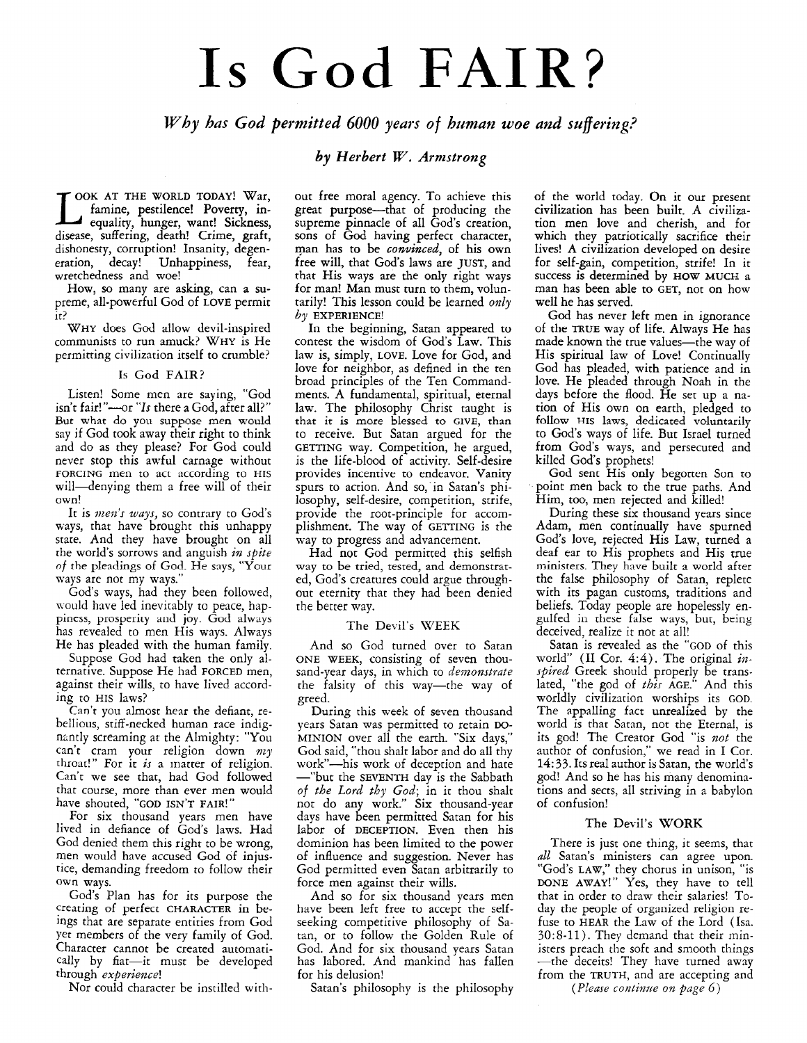# Is God FAIR?

*Why has God permitted 6000 years of human woe and suffering?*

*by Herbert W. Armstrong*

LOOK AT THE WORLD TODAY! War, famine, pestilence! Poverty, inequality, hunger, want! Sickness, disease, suffering, death! Crime, graft, dishonesty, corruption! Insanity, degeneration, decay! Unhappiness, fear, wretchedness and woe!

How, so many are asking, can a supreme, all-powerful God of LOVE permit it?

WHY does God allow devil-inspired communists to run amuck? WHY is He permitting civilization itself to crumble?

### Is God FAIR?

Listen! Some men are saying, "God isn't fair!"—or "*Is* there a God, after all?" But what do you suppose men would say if God took away their right to think and do as they please? For God could never stop this awful carnage without FORCING men to act according to HIS will—denying them a free will of their own!

It is *men's ways*, so contrary to God's ways, that have brought this unhappy state. And they have brought on all the world's sorrows and anguish *in spite of* the pleadings of God. He says, "Your ways are not my ways."

God's ways, had they been followed, would have led inevitably to peace, happiness, prosperity and joy. God always has revealed to men His ways. Always He has pleaded with the human family.

Suppose God had taken the only alternative. Suppose He had FORCED men, against their wills, to have lived according to HIS laws?

Can't you almost hear the defiant, rebellious, stiff-necked human race indignantly screaming at the Almighty: "You can't cram your religion down *my* throat!" For it *is* a matter of religion. Can't we see that, had God followed that course, more than ever men would have shouted, "GOD ISN'T FAIR!"

For six thousand years men have lived in defiance of God's laws. Had God denied them this right to be wrong, men would have accused God of injustice, demanding freedom to follow their own ways.

God's Plan has for its purpose the creating of perfect CHARACTER in beings that are separate entities from God yet members of the very family of God. Character cannot be created automatically by fiat—it must be developed through *experience*!

Nor could character be instilled without free moral agency. To achieve this great purpose—that of producing the supreme pinnacle of all God's creation, sons of God having perfect character, man has to be *convinced*, of his own free will, that God's laws are JUST, and that His ways are the only right ways for man! Man must turn to them, voluntarily! This lesson could be learned *only by* EXPERIENCE!

In the beginning, Satan appeared to contest the wisdom of God's Law. This law is, simply, LOVE. Love for God, and love for neighbor, as defined in the ten broad principles of the Ten Commandments. A fundamental, spiritual, eternal law. The philosophy Christ taught is that it is more blessed to GIVE, than to receive. But Satan argued for the GETTING way. Competition, he argued, is the life-blood of activity. Self-desire provides incentive to endeavor. Vanity spurs to action. And so, in Satan's philosophy, self-desire, competition, strife, provide the root-principle for accomplishment. The way of GETTING is the way to progress and advancement.

Had not God permitted this selfish way to be tried, tested, and demonstrated, God's creatures could argue throughout eternity that they had been denied the better way.

### The Devil's WEEK

And so God turned over to Satan ONE WEEK, consisting of seven thousand-year days, in which to *demonstrate* the falsity of this way—the way of greed.

During this week of seven thousand years Satan was permitted to retain DOMINION over all the earth. "Six days," God said, "thou shalt labor and do all thy work"—his work of deception and hate—"but the SEVENTH day is the Sabbath *of the Lord thy God*; in it thou shalt not do any work." Six thousand-year days have been permitted Satan for his labor of DECEPTION. Even then his dominion has been limited to the power of influence and suggestion. Never has God permitted even Satan arbitrarily to force men against their wills.

And so for six thousand years men have been left free to accept the self-seeking competitive philosophy of Satan, or to follow the Golden Rule of God. And for six thousand years Satan has labored. And mankind has fallen for his delusion!

Satan's philosophy is the philosophy of the world today. On it our present civilization has been built. A civilization men love and cherish, and for which they patriotically sacrifice their lives! A civilization developed on desire for self-gain, competition, strife! In it success is determined by HOW MUCH a man has been able to GET, not on how well he has served.

God has never left men in ignorance of the TRUE way of life. Always He has made known the true values—the way of His spiritual law of Love! Continually God has pleaded, with patience and in love. He pleaded through Noah in the days before the flood. He set up a nation of His own on earth, pledged to follow HIS laws, dedicated voluntarily to God's ways of life. But Israel turned from God's ways, and persecuted and killed God's prophets!

God sent His only begotten Son to point men back to the true paths. And Him, too, men rejected and killed!

During these six thousand years since Adam, men continually have spurned God's love, rejected His Law, turned a deaf ear to His prophets and His true ministers. They have built a world after the false philosophy of Satan, replete with its pagan customs, traditions and beliefs. Today people are hopelessly engulfed in these false ways, but, being deceived, realize it not at all!

Satan is revealed as the "GOD of this world" (II Cor. 4:4). The original *inspired* Greek should properly be translated, "the god of *this* AGE." And this worldly civilization worships its GOD. The appalling fact unrealized by the world is that Satan, not the Eternal, is its god! The Creator God "is *not* the author of confusion," we read in I Cor. 14:33. Its real author is Satan, the world's god! And so he has his many denominations and sects, all striving in a babylon of confusion!

### The Devil's WORK

There is just one thing, it seems, that *all* Satan's ministers can agree upon. "God's LAW," they chorus in unison, "is DONE AWAY!" Yes, they have to tell that in order to draw their salaries! Today the people of organized religion refuse to HEAR the Law of the Lord (Isa. 30:8-11). They demand that their ministers preach the soft and smooth things—the deceits! They have turned away from the TRUTH, and are accepting and

*(Please continue on page 6)*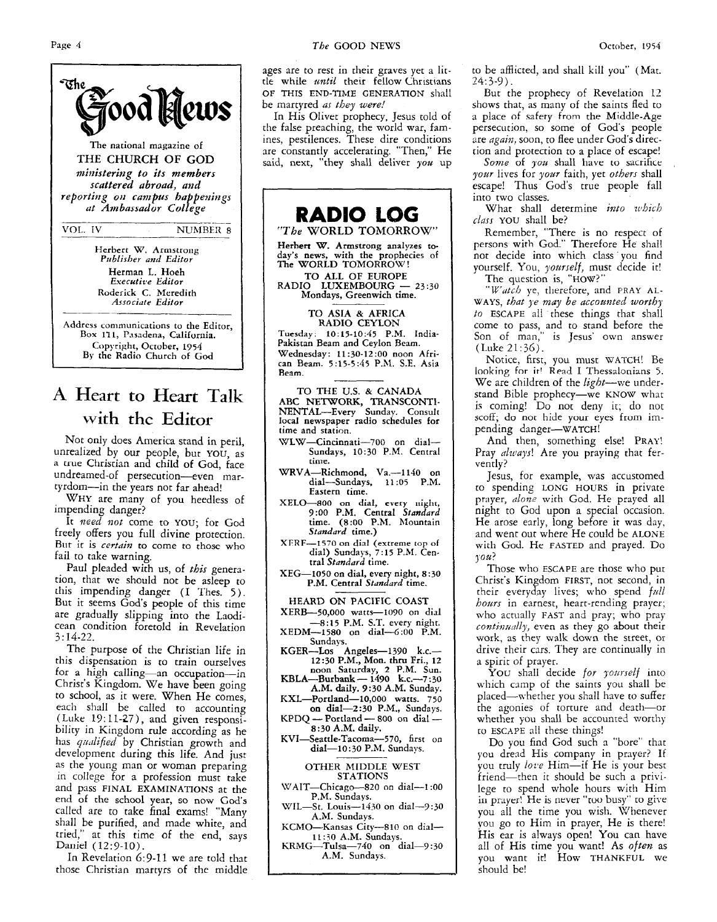# The Good News

The national magazine of
THE CHURCH OF GOD
*ministering to its members scattered abroad, and reporting on campus happenings at Ambassador College*

VOL. IV — NUMBER 8

Herbert W. Armstrong
*Publisher and Editor*
Herman L. Hoeh
*Executive Editor*
Roderick C. Meredith
*Associate Editor*

Address communications to the Editor, Box 111, Pasadena, California.
Copyright, October, 1954
By the Radio Church of God

## A Heart to Heart Talk with the Editor

Not only does America stand in peril, unrealized by our people, but YOU, as a true Christian and child of God, face undreamed-of persecution—even martyrdom—in the years not far ahead!

WHY are many of you heedless of impending danger?

It *need not* come to YOU; for God freely offers you full divine protection. But it is *certain* to come to those who fail to take warning.

Paul pleaded with us, of *this* generation, that we should not be asleep to this impending danger (I Thes. 5). But it seems God's people of this time are gradually slipping into the Laodicean condition foretold in Revelation 3:14-22.

The purpose of the Christian life in this dispensation is to train ourselves for a high calling—an occupation—in Christ's Kingdom. We have been going to school, as it were. When He comes, each shall be called to accounting (Luke 19:11-27), and given responsibility in Kingdom rule according as he has *qualified* by Christian growth and development during this life. And just as the young man or woman preparing in college for a profession must take and pass FINAL EXAMINATIONS at the end of the school year, so now God's called are to take final exams! "Many shall be purified, and made white, and tried," at this time of the end, says Daniel (12:9-10).

In Revelation 6:9-11 we are told that those Christian martyrs of the middle ages are to rest in their graves yet a little while *until* their fellow Christians OF THIS END-TIME GENERATION shall be martyred *as they were!*

In His Olivet prophecy, Jesus told of the false preaching, the world war, famines, pestilences. These dire conditions are constantly accelerating. "Then," He said, next, "they shall deliver *you* up to be afflicted, and shall kill you" (Mat. 24:3-9).

But the prophecy of Revelation 12 shows that, as many of the saints fled to a place of safety from the Middle-Age persecution, so some of God's people are *again*, soon, to flee under God's direction and protection to a place of escape!

*Some* of *you* shall have to sacrifice *your* lives for *your* faith, yet *others* shall escape! Thus God's true people fall into two classes.

What shall determine *into which class* YOU shall be?

Remember, "There is no respect of persons with God." Therefore He shall not decide into which class you find yourself. You, *yourself*, must decide it!

The question is, "HOW?"

"*Watch* ye, therefore, and PRAY ALWAYS, *that ye may be accounted worthy to* ESCAPE all these things that shall come to pass, and to stand before the Son of man," is Jesus' own answer (Luke 21:36).

Notice, first, you must WATCH! Be looking for it! Read I Thessalonians 5. We are children of the *light*—we understand Bible prophecy—we KNOW what is coming! Do not deny it; do not scoff; do not hide your eyes from impending danger—WATCH!

And then, something else! PRAY! Pray *always*! Are you praying that fervently?

Jesus, for example, was accustomed to spending LONG HOURS in private prayer, *alone* with God. He prayed all night to God upon a special occasion. He arose early, long before it was day, and went out where He could be ALONE with God. He FASTED and prayed. Do *you*?

Those who ESCAPE are those who put Christ's Kingdom FIRST, not second, in their everyday lives; who spend *full hours* in earnest, heart-rending prayer; who actually FAST and pray; who pray *continually*, even as they go about their work, as they walk down the street, or drive their cars. They are continually in a spirit of prayer.

YOU shall decide *for yourself* into which camp of the saints you shall be placed—whether you shall have to suffer the agonies of torture and death—or whether you shall be accounted worthy to ESCAPE all these things!

Do you find God such a "bore" that you dread His company in prayer? If you truly *love* Him—if He is your best friend—then it should be such a privilege to spend whole hours with Him in prayer! He is never "too busy" to give you all the time you wish. Whenever you go to Him in prayer, He is there! His ear is always open! You can have all of His time you want! As *often* as you want it! How THANKFUL we should be!

---

## RADIO LOG

### "*The* WORLD TOMORROW"

**Herbert W. Armstrong analyzes today's news, with the prophecies of The WORLD TOMORROW!**

**TO ALL OF EUROPE**
**RADIO LUXEMBOURG — 23:30**
Mondays, Greenwich time.

**TO ASIA & AFRICA**
**RADIO CEYLON**
Tuesday: 10:15-10:45 P.M. India-Pakistan Beam and Ceylon Beam.
Wednesday: 11:30-12:00 noon African Beam. 5:15-5:45 P.M. S.E. Asia Beam.

**TO THE U.S. & CANADA**
**ABC NETWORK, TRANSCONTINENTAL**—Every Sunday. Consult local newspaper radio schedules for time and station.

WLW—Cincinnati—700 on dial—Sundays, 10:30 P.M. Central time.

WRVA—Richmond, Va.—1140 on dial—Sundays, 11:05 P.M. Eastern time.

XELO—800 on dial, every night, 9:00 P.M. Central *Standard* time. (8:00 P.M. Mountain *Standard* time.)

XERF—1570 on dial (extreme top of dial) Sundays, 7:15 P.M. Central *Standard* time.

**XEG—1050 on dial, every night, 8:30 P.M. Central *Standard* time.**

**HEARD ON PACIFIC COAST**

XERB—50,000 watts—1090 on dial—8:15 P.M. S.T. every night.

XEDM—1580 on dial—6:00 P.M. Sundays.

**KGER—Los Angeles—1390 k.c.—12:30 P.M., Mon. thru Fri., 12 noon Saturday, 2 P.M. Sun.**

**KBLA—Burbank—1490 k.c.—7:30 A.M. daily. 9:30 A.M. Sunday.**

KXL—Portland—10,000 watts. 750 on dial—2:30 P.M., Sundays.

**KPDQ — Portland — 800 on dial — 8:30 A.M. daily.**

KVI—Seattle-Tacoma—570, first on dial—10:30 P.M. Sundays.

**OTHER MIDDLE WEST STATIONS**

WAIT—Chicago—820 on dial—1:00 P.M. Sundays.

WIL—St. Louis—1430 on dial—9:30 A.M. Sundays.

KCMO—Kansas City—810 on dial—11:30 A.M. Sundays.

KRMG—Tulsa—740 on dial—9:30 A.M. Sundays.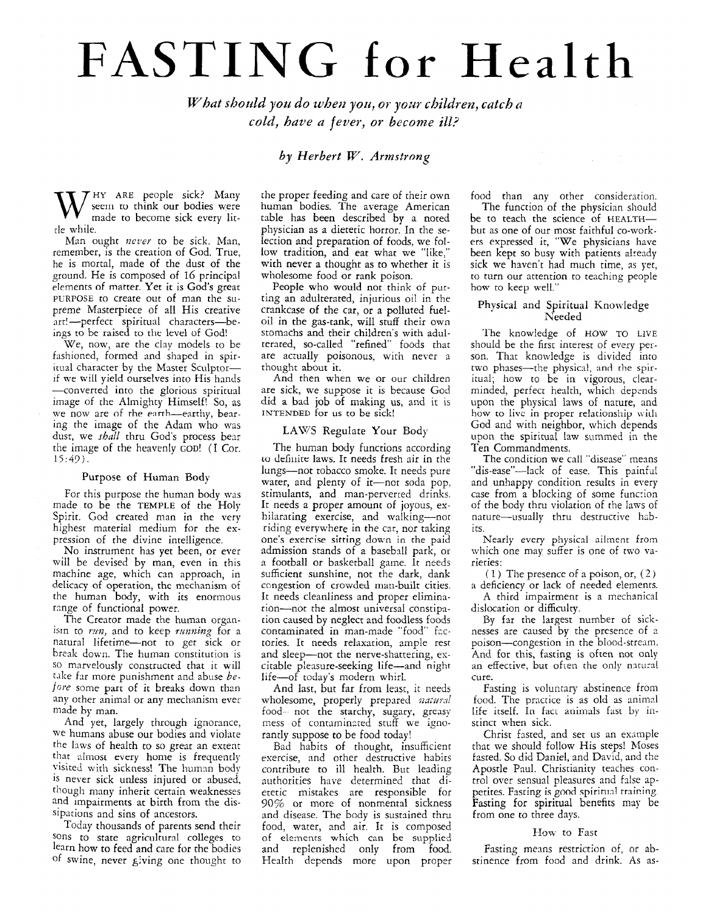# FASTING for Health

*What should you do when you, or your children, catch a cold, have a fever, or become ill?*

*by Herbert W. Armstrong*

WHY ARE people sick? Many seem to think our bodies were made to become sick every little while.

Man ought *never* to be sick. Man, remember, is the creation of God. True, he is mortal, made of the dust of the ground. He is composed of 16 principal elements of matter. Yet it is God's great PURPOSE to create out of man the supreme Masterpiece of all His creative art!—perfect spiritual characters—beings to be raised to the level of God!

We, now, are the clay models to be fashioned, formed and shaped in spiritual character by the Master Sculptor—if we will yield ourselves into His hands—converted into the glorious spiritual image of the Almighty Himself! So, as we now are of the earth—earthy, bearing the image of the Adam who was dust, we *shall* thru God's process bear the image of the heavenly GOD! (I Cor. 15:49).

### Purpose of Human Body

For this purpose the human body was made to be the TEMPLE of the Holy Spirit. God created man in the very highest material medium for the expression of the divine intelligence.

No instrument has yet been, or ever will be devised by man, even in this machine age, which can approach, in delicacy of operation, the mechanism of the human body, with its enormous range of functional power.

The Creator made the human organism to *run,* and to keep *running* for a natural lifetime—not to get sick or break down. The human constitution is so marvelously constructed that it will take far more punishment and abuse *before* some part of it breaks down than any other animal or any mechanism ever made by man.

And yet, largely through ignorance, we humans abuse our bodies and violate the laws of health to so great an extent that almost every home is frequently visited with sickness! The human body is never sick unless injured or abused, though many inherit certain weaknesses and impairments at birth from the dissipations and sins of ancestors.

Today thousands of parents send their sons to state agricultural colleges to learn how to feed and care for the bodies of swine, never giving one thought to the proper feeding and care of their own human bodies. The average American table has been described by a noted physician as a dietetic horror. In the selection and preparation of foods, we follow tradition, and eat what we "like," with never a thought as to whether it is wholesome food or rank poison.

People who would not think of putting an adulterated, injurious oil in the crankcase of the car, or a polluted fuel-oil in the gas-tank, will stuff their own stomachs and their children's with adulterated, so-called "refined" foods that are actually poisonous, with never a thought about it.

And then when we or our children are sick, we suppose it is because God did a bad job of making us, and it is INTENDED for us to be sick!

### LAWS Regulate Your Body

The human body functions according to definite laws. It needs fresh air in the lungs—not tobacco smoke. It needs pure water, and plenty of it—not soda pop, stimulants, and man-perverted drinks. It needs a proper amount of joyous, exhilarating exercise, and walking—not riding everywhere in the car, nor taking one's exercise sitting down in the paid admission stands of a baseball park, or a football or basketball game. It needs sufficient sunshine, not the dark, dank congestion of crowded man-built cities. It needs cleanliness and proper elimination—not the almost universal constipation caused by neglect and foodless foods contaminated in man-made "food" factories. It needs relaxation, ample rest and sleep—not the nerve-shattering, excitable pleasure-seeking life—and night life—of today's modern whirl.

And last, but far from least, it needs wholesome, properly prepared *natural* food—not the starchy, sugary, greasy mess of contaminated stuff we ignorantly suppose to be food today!

Bad habits of thought, insufficient exercise, and other destructive habits contribute to ill health. But leading authorities have determined that dietetic mistakes are responsible for 90% or more of nonmental sickness and disease. The body is sustained thru food, water, and air. It is composed of elements which can be supplied and replenished only from food. Health depends more upon proper food than any other consideration.

The function of the physician should be to teach the science of HEALTH—but as one of our most faithful co-workers expressed it, "We physicians have been kept so busy with patients already sick we haven't had much time, as yet, to turn our attention to teaching people how to keep well."

### Physical and Spiritual Knowledge Needed

The knowledge of HOW TO LIVE should be the first interest of every person. That knowledge is divided into two phases—the physical, and the spiritual; how to be in vigorous, clear-minded, perfect health, which depends upon the physical laws of nature, and how to live in proper relationship with God and with neighbor, which depends upon the spiritual law summed in the Ten Commandments.

The condition we call "disease" means "dis-ease"—lack of ease. This painful and unhappy condition results in every case from a blocking of some function of the body thru violation of the laws of nature—usually thru destructive habits.

Nearly every physical ailment from which one may suffer is one of two varieties:

(1) The presence of a poison, or, (2) a deficiency or lack of needed elements.

A third impairment is a mechanical dislocation or difficulty.

By far the largest number of sicknesses are caused by the presence of a poison—congestion in the blood-stream. And for this, fasting is often not only an effective, but often the only natural cure.

Fasting is voluntary abstinence from food. The practice is as old as animal life itself. In fact animals fast by instinct when sick.

Christ fasted, and set us an example that we should follow His steps! Moses fasted. So did Daniel, and David, and the Apostle Paul. Christianity teaches control over sensual pleasures and false appetites. Fasting is good spiritual training. Fasting for spiritual benefits may be from one to three days.

### How to Fast

Fasting means restriction of, or abstinence from food and drink. As as-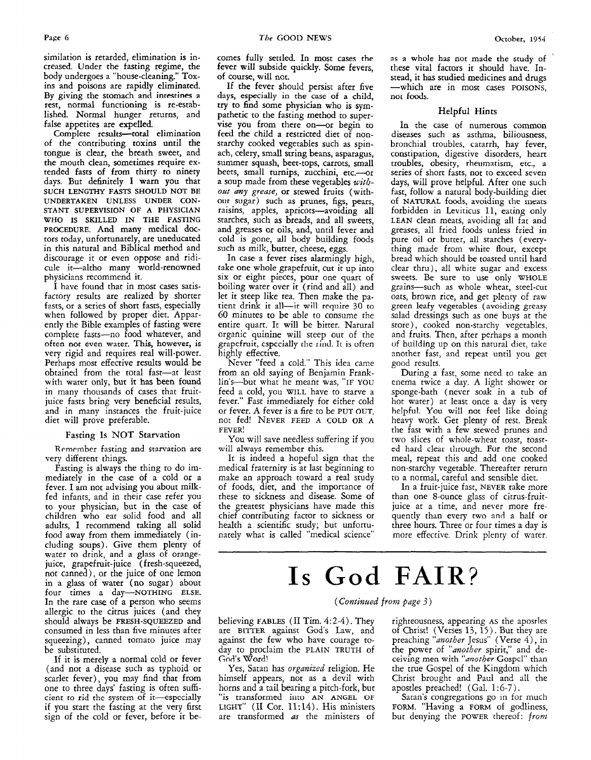similation is retarded, elimination is increased. Under the fasting regime, the body undergoes a "house-cleaning." Toxins and poisons are rapidly eliminated. By giving the stomach and intestines a rest, normal functioning is re-established. Normal hunger returns, and false appetites are expelled.

Complete results—total elimination of the contributing toxins until the tongue is clear, the breath sweet, and the mouth clean, sometimes require extended fasts of from thirty to ninety days. But definitely I warn you that SUCH LENGTHY FASTS SHOULD NOT BE UNDERTAKEN UNLESS UNDER CONSTANT SUPERVISION OF A PHYSICIAN WHO IS SKILLED IN THE FASTING PROCEDURE. And many medical doctors today, unfortunately, are uneducated in this natural and Biblical method and discourage it or even oppose and ridicule it—altho many world-renowned physicians recommend it.

I have found that in most cases satisfactory results are realized by shorter fasts, or a series of short fasts, especially when followed by proper diet. Apparently the Bible examples of fasting were complete fasts—no food whatever, and often not even water. This, however, is very rigid and requires real will-power. Perhaps most effective results would be obtained from the total fast—at least with water only, but it has been found in many thousands of cases that fruit-juice fasts bring very beneficial results, and in many instances the fruit-juice diet will prove preferable.

### Fasting Is NOT Starvation

Remember fasting and starvation are very different things.

Fasting is always the thing to do immediately in the case of a cold or a fever. I am not advising you about milk-fed infants, and in their case refer you to your physician, but in the case of children who eat solid food and all adults, I recommend taking all solid food away from them immediately (including soups). Give them plenty of water to drink, and a glass of orange-juice, grapefruit-juice (fresh-squeezed, not canned), or the juice of one lemon in a glass of water (no sugar) about four times a day—NOTHING ELSE. In the rare case of a person who seems allergic to the citrus juices (and they should always be FRESH-SQUEEZED and consumed in less than five minutes after squeezing), canned tomato juice may be substituted.

If it is merely a normal cold or fever (and not a disease such as typhoid or scarlet fever), you may find that from one to three days' fasting is often sufficient to rid the system of it—especially if you start the fasting at the very first sign of the cold or fever, before it becomes fully settled. In most cases the fever will subside quickly. Some fevers, of course, will not.

If the fever should persist after five days, especially in the case of a child, try to find some physician who is sympathetic to the fasting method to supervise you from there on—or begin to feed the child a restricted diet of non-starchy cooked vegetables such as spinach, celery, small string beans, asparagus, summer squash, beet-tops, carrots, small beets, small turnips, zucchini, etc.—or a soup made from these vegetables *without any grease,* or stewed fruits (without sugar) such as prunes, figs, pears, raisins, apples, apricots—avoiding all starches, such as breads, and all sweets, and greases or oils, and, until fever and cold is gone, all body building foods such as milk, butter, cheese, eggs.

In case a fever rises alarmingly high, take one whole grapefruit, cut it up into six or eight pieces, pour one quart of boiling water over it (rind and all) and let it steep like tea. Then make the patient drink it all—it will require 30 to 60 minutes to be able to consume the entire quart. It will be bitter. Natural organic quinine will steep out of the grapefruit, especially the rind. It is often highly effective.

Never "feed a cold." This idea came from an old saying of Benjamin Franklin's—but what he meant was, "IF YOU feed a cold, you WILL have to starve a fever." Fast immediately for either cold or fever. A fever is a fire to be PUT OUT, not fed! NEVER FEED A COLD OR A FEVER!

You will save needless suffering if you will always remember this.

It is indeed a hopeful sign that the medical fraternity is at last beginning to make an approach toward a real study of foods, diet, and the importance of these to sickness and disease. Some of the greatest physicians have made this chief contributing factor to sickness or health a scientific study; but unfortunately what is called "medical science" as a whole has not made the study of these vital factors it should have. Instead, it has studied medicines and drugs —which are in most cases POISONS, not foods.

### Helpful Hints

In the case of numerous common diseases such as asthma, biliousness, bronchial troubles, catarrh, hay fever, constipation, digestive disorders, heart troubles, obesity, rheumatism, etc., a series of short fasts, not to exceed seven days, will prove helpful. After one such fast, follow a natural body-building diet of NATURAL foods, avoiding the meats forbidden in Leviticus 11, eating only LEAN clean meats, avoiding all fat and greases, all fried foods unless fried in pure oil or butter, all starches (everything made from white flour, except bread which should be toasted until hard clear thru), all white sugar and excess sweets. Be sure to use only WHOLE grains—such as whole wheat, steel-cut oats, brown rice, and get plenty of raw green leafy vegetables (avoiding greasy salad dressings such as one buys at the store), cooked non-starchy vegetables, and fruits. Then, after perhaps a month of building up on this natural diet, take another fast, and repeat until you get good results.

During a fast, some need to take an enema twice a day. A light shower or sponge-bath (never soak in a tub of hot water) at least once a day is very helpful. You will not feel like doing heavy work. Get plenty of rest. Break the fast with a few stewed prunes and two slices of whole-wheat toast, toasted hard clear through. For the second meal, repeat this and add one cooked non-starchy vegetable. Thereafter return to a normal, careful and sensible diet.

In a fruit-juice fast, NEVER take more than one 8-ounce glass of citrus-fruit-juice at a time, and never more frequently than every two and a half or three hours. Three or four times a day is more effective. Drink plenty of water.

---

# Is God FAIR?

*(Continued from page 3)*

believing FABLES (II Tim. 4:2-4). They are BITTER against God's Law, and against the few who have courage today to proclaim the PLAIN TRUTH of God's Word!

Yes, Satan has *organized* religion. He himself appears, not as a devil with horns and a tail bearing a pitch-fork, but "is transformed into AN ANGEL OF LIGHT" (II Cor. 11:14). His ministers are transformed *as* the ministers of righteousness, appearing AS the apostles of Christ! (Verses 13, 15). But they are preaching "*another* Jesus" (Verse 4), in the power of "*another* spirit," and deceiving men with "*another* Gospel" than the true Gospel of the Kingdom which Christ brought and Paul and all the apostles preached! (Gal. 1:6-7).

Satan's congregations go in for much FORM. "Having a FORM of godliness, but denying the POWER thereof: *from*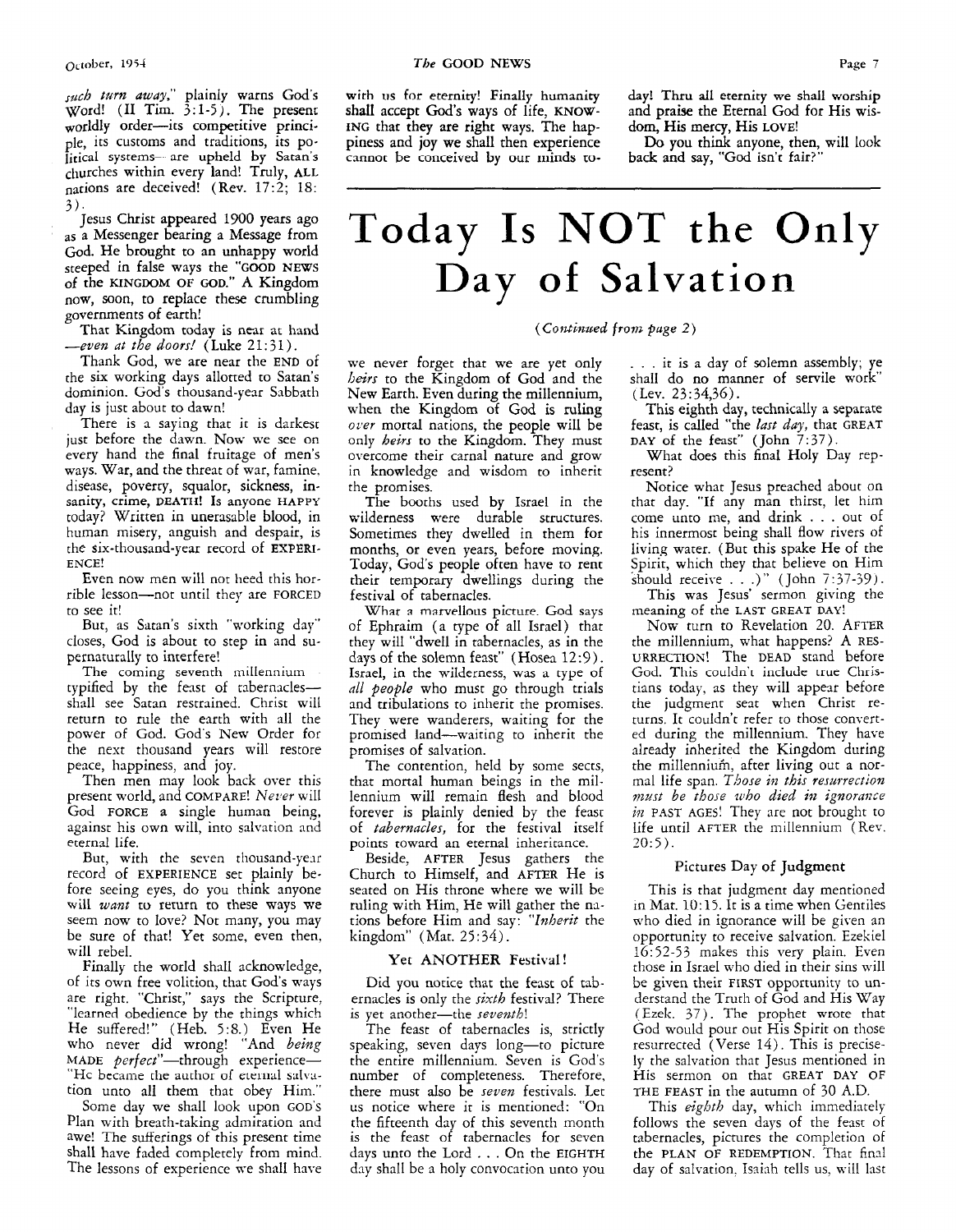*such turn away*," plainly warns God's Word! (II Tim. 3:1-5). The present worldly order—its competitive principle, its customs and traditions, its political systems—are upheld by Satan's churches within every land! Truly, ALL nations are deceived! (Rev. 17:2; 18:3).

Jesus Christ appeared 1900 years ago as a Messenger bearing a Message from God. He brought to an unhappy world steeped in false ways the "GOOD NEWS of the KINGDOM OF GOD." A Kingdom now, soon, to replace these crumbling governments of earth!

That Kingdom today is near at hand—*even at the doors!* (Luke 21:31).

Thank God, we are near the END of the six working days allotted to Satan's dominion. God's thousand-year Sabbath day is just about to dawn!

There is a saying that it is darkest just before the dawn. Now we see on every hand the final fruitage of men's ways. War, and the threat of war, famine, disease, poverty, squalor, sickness, insanity, crime, DEATH! Is anyone HAPPY today? Written in unerasable blood, in human misery, anguish and despair, is the six-thousand-year record of EXPERIENCE!

Even now men will not heed this horrible lesson—not until they are FORCED to see it!

But, as Satan's sixth "working day" closes, God is about to step in and supernaturally to interfere!

The coming seventh millennium—typified by the feast of tabernacles—shall see Satan restrained. Christ will return to rule the earth with all the power of God. God's New Order for the next thousand years will restore peace, happiness, and joy.

Then men may look back over this present world, and COMPARE! *Never* will God FORCE a single human being, against his own will, into salvation and eternal life.

But, with the seven thousand-year record of EXPERIENCE set plainly before seeing eyes, do you think anyone will *want* to return to these ways we seem now to love? Not many, you may be sure of that! Yet some, even then, will rebel.

Finally the world shall acknowledge, of its own free volition, that God's ways are right. "Christ," says the Scripture, "learned obedience by the things which He suffered!" (Heb. 5:8.) Even He who never did wrong! "And *being* MADE *perfect*"—through experience—"He became the author of eternal salvation unto all them that obey Him."

Some day we shall look upon GOD'S Plan with breath-taking admiration and awe! The sufferings of this present time shall have faded completely from mind. The lessons of experience we shall have with us for eternity! Finally humanity shall accept God's ways of life, KNOWING that they are right ways. The happiness and joy we shall then experience cannot be conceived by our minds today! Thru all eternity we shall worship and praise the Eternal God for His wisdom, His mercy, His LOVE!

Do you think anyone, then, will look back and say, "God isn't fair?"

# Today Is NOT the Only Day of Salvation

*(Continued from page 2)*

we never forget that we are yet only *heirs* to the Kingdom of God and the New Earth. Even during the millennium, when the Kingdom of God is ruling *over* mortal nations, the people will be only *heirs* to the Kingdom. They must overcome their carnal nature and grow in knowledge and wisdom to inherit the promises.

The booths used by Israel in the wilderness were durable structures. Sometimes they dwelled in them for months, or even years, before moving. Today, God's people often have to rent their temporary dwellings during the festival of tabernacles.

What a marvellous picture. God says of Ephraim (a type of all Israel) that they will "dwell in tabernacles, as in the days of the solemn feast" (Hosea 12:9). Israel, in the wilderness, was a type of *all people* who must go through trials and tribulations to inherit the promises. They were wanderers, waiting for the promised land—waiting to inherit the promises of salvation.

The contention, held by some sects, that mortal human beings in the millennium will remain flesh and blood forever is plainly denied by the feast of *tabernacles*, for the festival itself points toward an eternal inheritance.

Beside, AFTER Jesus gathers the Church to Himself, and AFTER He is seated on His throne where we will be ruling with Him, He will gather the nations before Him and say: "*Inherit* the kingdom" (Mat. 25:34).

### Yet ANOTHER Festival!

Did you notice that the feast of tabernacles is only the *sixth* festival? There is yet another—the *seventh*!

The feast of tabernacles is, strictly speaking, seven days long—to picture the entire millennium. Seven is God's number of completeness. Therefore, there must also be *seven* festivals. Let us notice where it is mentioned: "On the fifteenth day of this seventh month is the feast of tabernacles for seven days unto the Lord . . . On the EIGHTH day shall be a holy convocation unto you . . . it is a day of solemn assembly; ye shall do no manner of servile work" (Lev. 23:34,36).

This eighth day, technically a separate feast, is called "the *last day*, that GREAT DAY of the feast" (John 7:37).

What does this final Holy Day represent?

Notice what Jesus preached about on that day. "If any man thirst, let him come unto me, and drink . . . out of his innermost being shall flow rivers of living water. (But this spake He of the Spirit, which they that believe on Him should receive . . .)" (John 7:37-39).

This was Jesus' sermon giving the meaning of the LAST GREAT DAY!

Now turn to Revelation 20. AFTER the millennium, what happens? A RESURRECTION! The DEAD stand before God. This couldn't include true Christians today, as they will appear before the judgment seat when Christ returns. It couldn't refer to those converted during the millennium. They have already inherited the Kingdom during the millennium, after living out a normal life span. *Those in this resurrection must be those who died in ignorance in* PAST AGES! They are not brought to life until AFTER the millennium (Rev. 20:5).

### Pictures Day of Judgment

This is that judgment day mentioned in Mat. 10:15. It is a time when Gentiles who died in ignorance will be given an opportunity to receive salvation. Ezekiel 16:52-53 makes this very plain. Even those in Israel who died in their sins will be given their FIRST opportunity to understand the Truth of God and His Way (Ezek. 37). The prophet wrote that God would pour out His Spirit on those resurrected (Verse 14). This is precisely the salvation that Jesus mentioned in His sermon on that GREAT DAY OF THE FEAST in the autumn of 30 A.D.

This *eighth* day, which immediately follows the seven days of the feast of tabernacles, pictures the completion of the PLAN OF REDEMPTION. That final day of salvation, Isaiah tells us, will last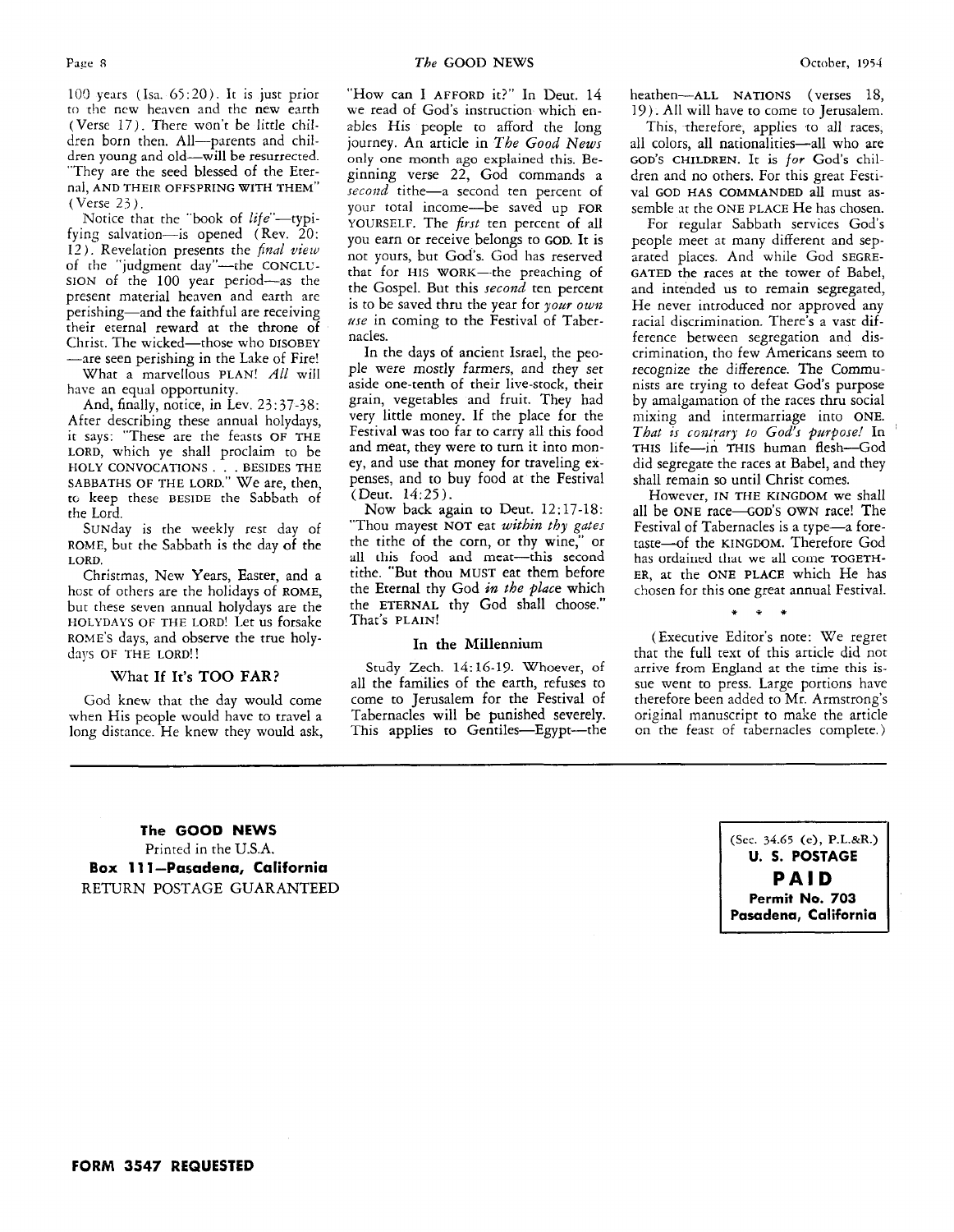100 years (Isa. 65:20). It is just prior to the new heaven and the new earth (Verse 17). There won't be little children born then. All—parents and children young and old—will be resurrected. "They are the seed blessed of the Eternal, AND THEIR OFFSPRING WITH THEM" (Verse 23).

Notice that the "book of *life*"—typifying salvation—is opened (Rev. 20:12). Revelation presents the *final view* of the "judgment day"—the CONCLUSION of the 100 year period—as the present material heaven and earth are perishing—and the faithful are receiving their eternal reward at the throne of Christ. The wicked—those who DISOBEY—are seen perishing in the Lake of Fire!

What a marvellous PLAN! *All* will have an equal opportunity.

And, finally, notice, in Lev. 23:37-38: After describing these annual holydays, it says: "These are the feasts OF THE LORD, which ye shall proclaim to be HOLY CONVOCATIONS . . . BESIDES THE SABBATHS OF THE LORD." We are, then, to keep these BESIDE the Sabbath of the Lord.

SUNday is the weekly rest day of ROME, but the Sabbath is the day of the LORD.

Christmas, New Years, Easter, and a host of others are the holidays of ROME, but these seven annual holydays are the HOLYDAYS OF THE LORD! Let us forsake ROME'S days, and observe the true holydays OF THE LORD!!

### What If It's TOO FAR?

God knew that the day would come when His people would have to travel a long distance. He knew they would ask, "How can I AFFORD it?" In Deut. 14 we read of God's instruction which enables His people to afford the long journey. An article in *The Good News* only one month ago explained this. Beginning verse 22, God commands a *second* tithe—a second ten percent of your total income—be saved up FOR YOURSELF. The *first* ten percent of all you earn or receive belongs to GOD. It is not yours, but God's. God has reserved that for HIS WORK—the preaching of the Gospel. But this *second* ten percent is to be saved thru the year for *your own use* in coming to the Festival of Tabernacles.

In the days of ancient Israel, the people were mostly farmers, and they set aside one-tenth of their live-stock, their grain, vegetables and fruit. They had very little money. If the place for the Festival was too far to carry all this food and meat, they were to turn it into money, and use that money for traveling expenses, and to buy food at the Festival (Deut. 14:25).

Now back again to Deut. 12:17-18: "Thou mayest NOT eat *within thy gates* the tithe of the corn, or thy wine," or all this food and meat—this second tithe. "But thou MUST eat them before the Eternal thy God *in the place* which the ETERNAL thy God shall choose." That's PLAIN!

### In the Millennium

Study Zech. 14:16-19. Whoever, of all the families of the earth, refuses to come to Jerusalem for the Festival of Tabernacles will be punished severely. This applies to Gentiles—Egypt—the heathen—ALL NATIONS (verses 18, 19). All will have to come to Jerusalem.

This, therefore, applies to all races, all colors, all nationalities—all who are GOD'S CHILDREN. It is *for* God's children and no others. For this great Festival GOD HAS COMMANDED all must assemble at the ONE PLACE He has chosen.

For regular Sabbath services God's people meet at many different and separated places. And while God SEGREGATED the races at the tower of Babel, and intended us to remain segregated, He never introduced nor approved any racial discrimination. There's a vast difference between segregation and discrimination, tho few Americans seem to recognize the difference. The Communists are trying to defeat God's purpose by amalgamation of the races thru social mixing and intermarriage into ONE. *That is contrary to God's purpose!* In THIS life—in THIS human flesh—God did segregate the races at Babel, and they shall remain so until Christ comes.

However, IN THE KINGDOM we shall all be ONE race—GOD'S OWN race! The Festival of Tabernacles is a type—a foretaste—of the KINGDOM. Therefore God has ordained that we all come TOGETHER, at the ONE PLACE which He has chosen for this one great annual Festival.

\* \* \*

(Executive Editor's note: We regret that the full text of this article did not arrive from England at the time this issue went to press. Large portions have therefore been added to Mr. Armstrong's original manuscript to make the article on the feast of tabernacles complete.)

---

**The GOOD NEWS**
Printed in the U.S.A.
**Box 111—Pasadena, California**
RETURN POSTAGE GUARANTEED

(Sec. 34.65 (e), P.L.&R.)
**U. S. POSTAGE**
**PAID**
**Permit No. 703**
**Pasadena, California**

**FORM 3547 REQUESTED**